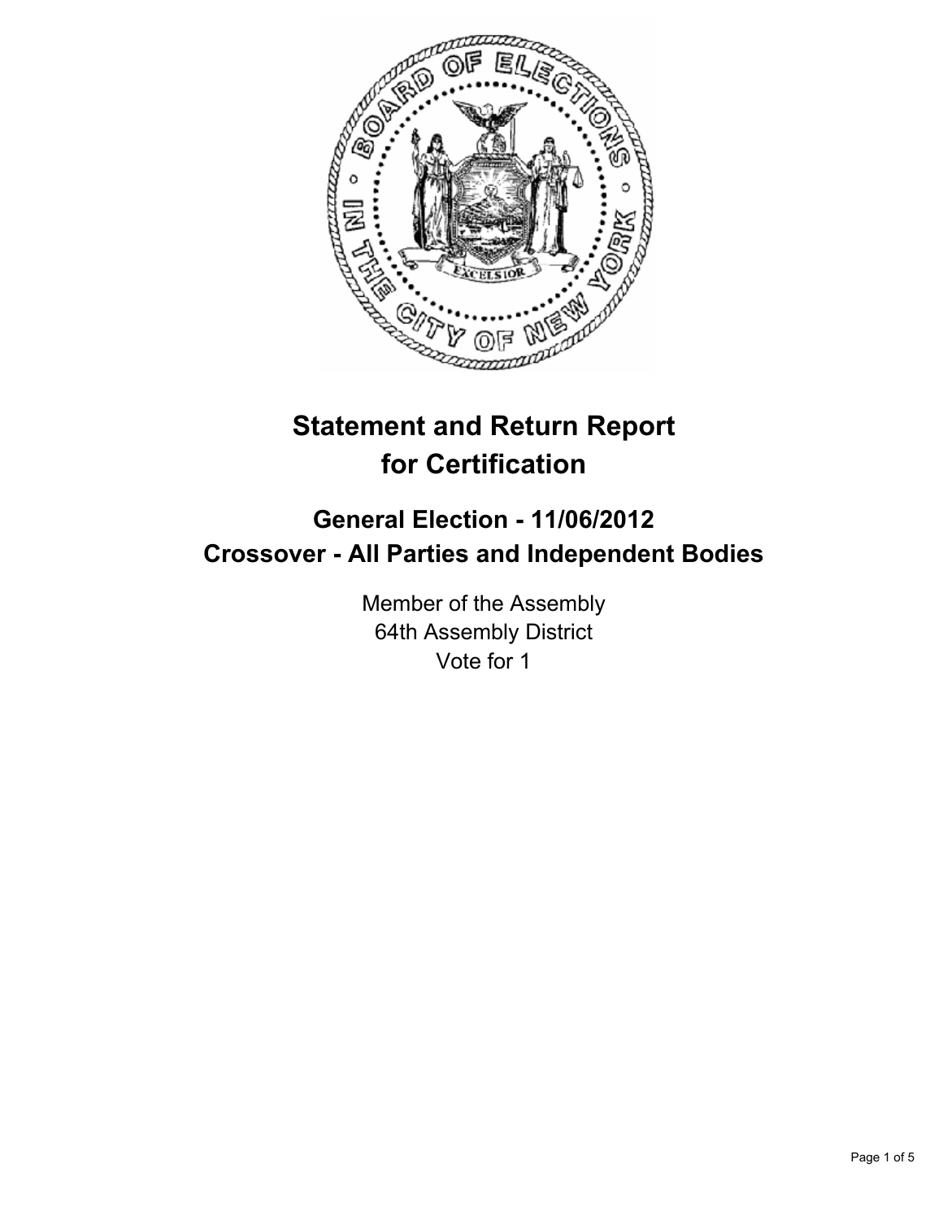# Statement and Return Report for Certification

## General Election - 11/06/2012
## Crossover - All Parties and Independent Bodies

Member of the Assembly
64th Assembly District
Vote for 1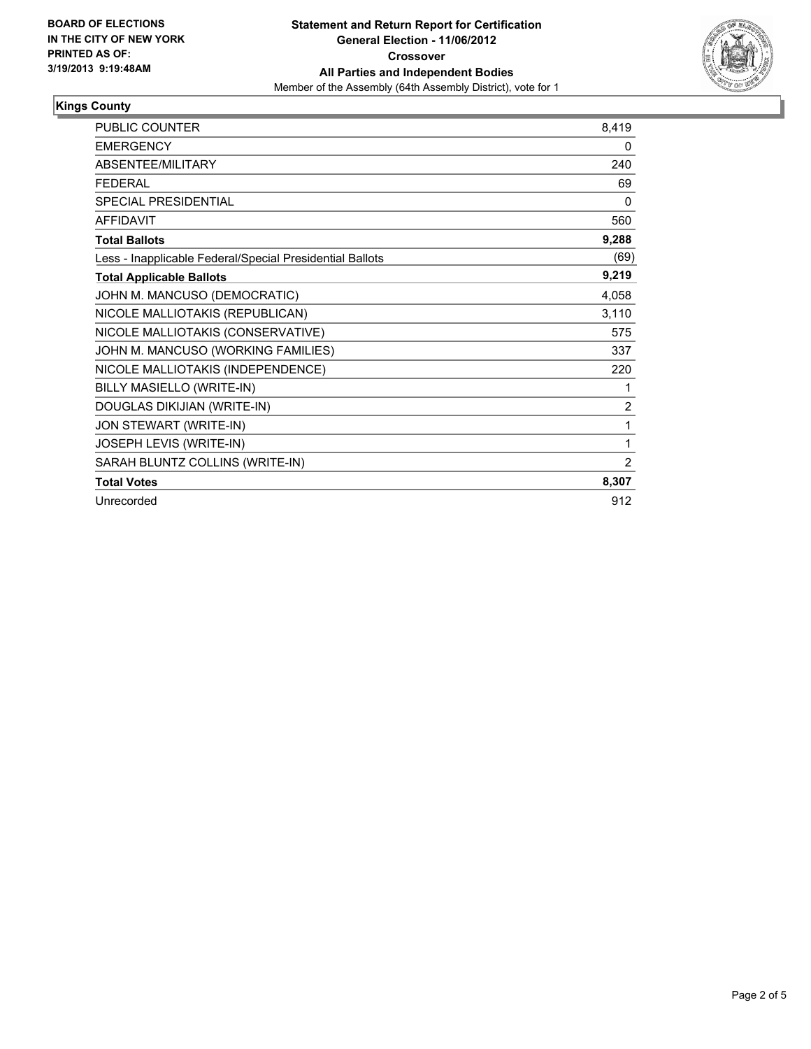**BOARD OF ELECTIONS IN THE CITY OF NEW YORK PRINTED AS OF: 3/19/2013 9:19:48AM**

**Statement and Return Report for Certification General Election - 11/06/2012 Crossover All Parties and Independent Bodies**

Member of the Assembly (64th Assembly District), vote for 1

## Kings County

| | |
|---|---|
| PUBLIC COUNTER | 8,419 |
| EMERGENCY | 0 |
| ABSENTEE/MILITARY | 240 |
| FEDERAL | 69 |
| SPECIAL PRESIDENTIAL | 0 |
| AFFIDAVIT | 560 |
| **Total Ballots** | **9,288** |
| Less - Inapplicable Federal/Special Presidential Ballots | (69) |
| **Total Applicable Ballots** | **9,219** |
| JOHN M. MANCUSO (DEMOCRATIC) | 4,058 |
| NICOLE MALLIOTAKIS (REPUBLICAN) | 3,110 |
| NICOLE MALLIOTAKIS (CONSERVATIVE) | 575 |
| JOHN M. MANCUSO (WORKING FAMILIES) | 337 |
| NICOLE MALLIOTAKIS (INDEPENDENCE) | 220 |
| BILLY MASIELLO (WRITE-IN) | 1 |
| DOUGLAS DIKIJIAN (WRITE-IN) | 2 |
| JON STEWART (WRITE-IN) | 1 |
| JOSEPH LEVIS (WRITE-IN) | 1 |
| SARAH BLUNTZ COLLINS (WRITE-IN) | 2 |
| **Total Votes** | **8,307** |
| Unrecorded | 912 |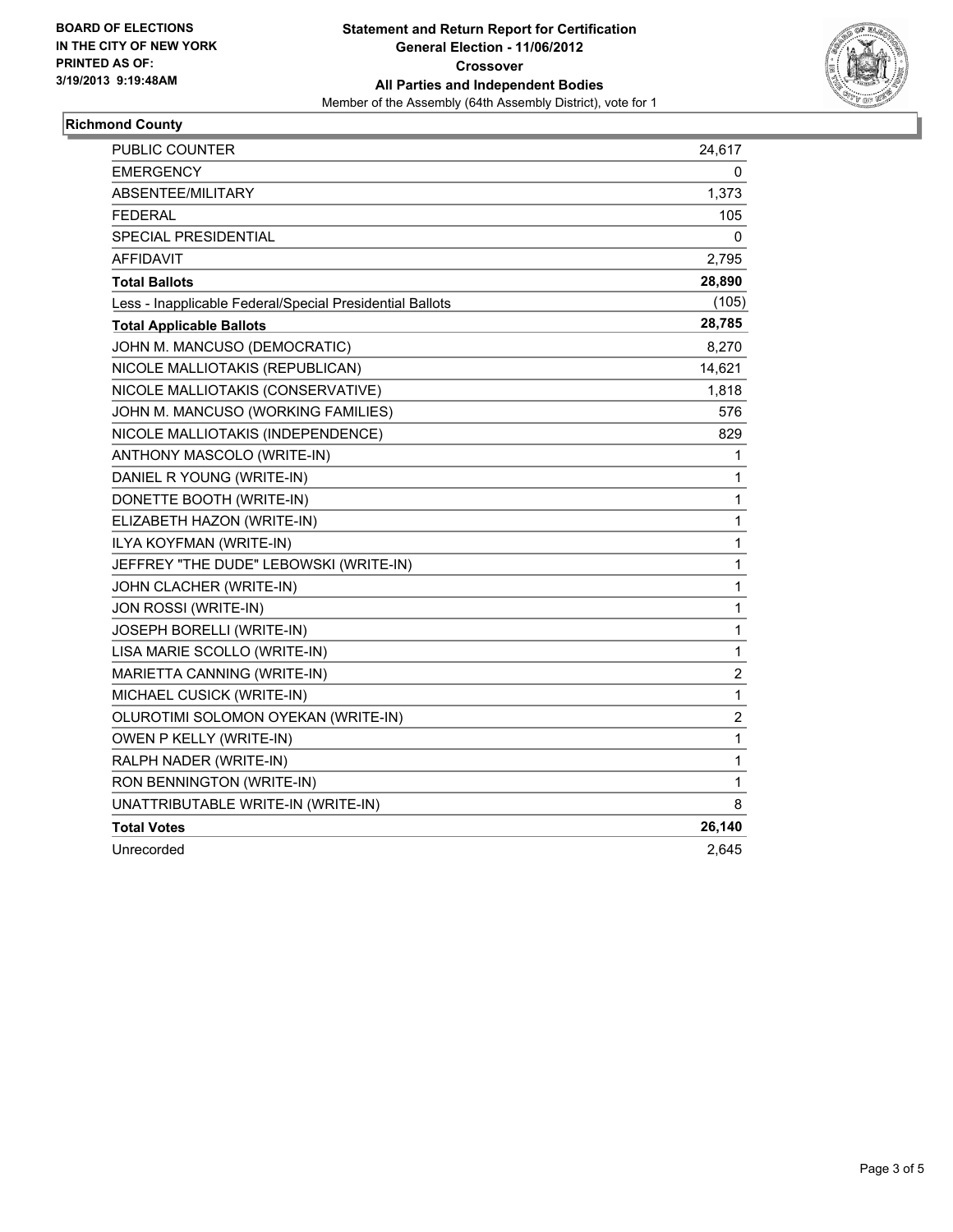BOARD OF ELECTIONS
IN THE CITY OF NEW YORK
PRINTED AS OF:
3/19/2013 9:19:48AM

**Statement and Return Report for Certification**
**General Election - 11/06/2012**
**Crossover**
**All Parties and Independent Bodies**
Member of the Assembly (64th Assembly District), vote for 1

## Richmond County

| | |
|---|---|
| PUBLIC COUNTER | 24,617 |
| EMERGENCY | 0 |
| ABSENTEE/MILITARY | 1,373 |
| FEDERAL | 105 |
| SPECIAL PRESIDENTIAL | 0 |
| AFFIDAVIT | 2,795 |
| **Total Ballots** | **28,890** |
| Less - Inapplicable Federal/Special Presidential Ballots | (105) |
| **Total Applicable Ballots** | **28,785** |
| JOHN M. MANCUSO (DEMOCRATIC) | 8,270 |
| NICOLE MALLIOTAKIS (REPUBLICAN) | 14,621 |
| NICOLE MALLIOTAKIS (CONSERVATIVE) | 1,818 |
| JOHN M. MANCUSO (WORKING FAMILIES) | 576 |
| NICOLE MALLIOTAKIS (INDEPENDENCE) | 829 |
| ANTHONY MASCOLO (WRITE-IN) | 1 |
| DANIEL R YOUNG (WRITE-IN) | 1 |
| DONETTE BOOTH (WRITE-IN) | 1 |
| ELIZABETH HAZON (WRITE-IN) | 1 |
| ILYA KOYFMAN (WRITE-IN) | 1 |
| JEFFREY "THE DUDE" LEBOWSKI (WRITE-IN) | 1 |
| JOHN CLACHER (WRITE-IN) | 1 |
| JON ROSSI (WRITE-IN) | 1 |
| JOSEPH BORELLI (WRITE-IN) | 1 |
| LISA MARIE SCOLLO (WRITE-IN) | 1 |
| MARIETTA CANNING (WRITE-IN) | 2 |
| MICHAEL CUSICK (WRITE-IN) | 1 |
| OLUROTIMI SOLOMON OYEKAN (WRITE-IN) | 2 |
| OWEN P KELLY (WRITE-IN) | 1 |
| RALPH NADER (WRITE-IN) | 1 |
| RON BENNINGTON (WRITE-IN) | 1 |
| UNATTRIBUTABLE WRITE-IN (WRITE-IN) | 8 |
| **Total Votes** | **26,140** |
| Unrecorded | 2,645 |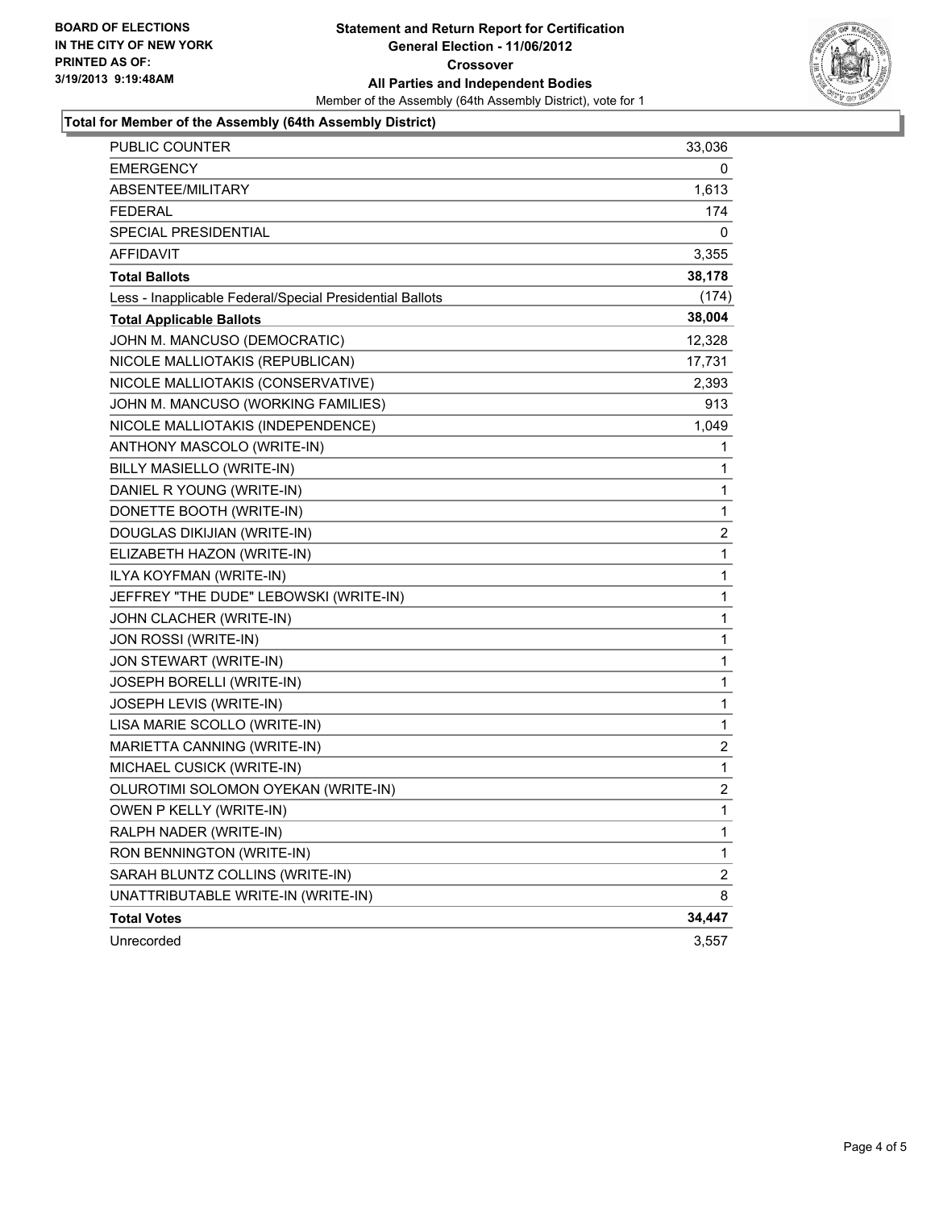**BOARD OF ELECTIONS IN THE CITY OF NEW YORK PRINTED AS OF: 3/19/2013 9:19:48AM**

**Statement and Return Report for Certification**
**General Election - 11/06/2012**
**Crossover**
**All Parties and Independent Bodies**
Member of the Assembly (64th Assembly District), vote for 1

### Total for Member of the Assembly (64th Assembly District)

| | |
|---|---:|
| PUBLIC COUNTER | 33,036 |
| EMERGENCY | 0 |
| ABSENTEE/MILITARY | 1,613 |
| FEDERAL | 174 |
| SPECIAL PRESIDENTIAL | 0 |
| AFFIDAVIT | 3,355 |
| **Total Ballots** | **38,178** |
| Less - Inapplicable Federal/Special Presidential Ballots | (174) |
| **Total Applicable Ballots** | **38,004** |
| JOHN M. MANCUSO (DEMOCRATIC) | 12,328 |
| NICOLE MALLIOTAKIS (REPUBLICAN) | 17,731 |
| NICOLE MALLIOTAKIS (CONSERVATIVE) | 2,393 |
| JOHN M. MANCUSO (WORKING FAMILIES) | 913 |
| NICOLE MALLIOTAKIS (INDEPENDENCE) | 1,049 |
| ANTHONY MASCOLO (WRITE-IN) | 1 |
| BILLY MASIELLO (WRITE-IN) | 1 |
| DANIEL R YOUNG (WRITE-IN) | 1 |
| DONETTE BOOTH (WRITE-IN) | 1 |
| DOUGLAS DIKIJIAN (WRITE-IN) | 2 |
| ELIZABETH HAZON (WRITE-IN) | 1 |
| ILYA KOYFMAN (WRITE-IN) | 1 |
| JEFFREY "THE DUDE" LEBOWSKI (WRITE-IN) | 1 |
| JOHN CLACHER (WRITE-IN) | 1 |
| JON ROSSI (WRITE-IN) | 1 |
| JON STEWART (WRITE-IN) | 1 |
| JOSEPH BORELLI (WRITE-IN) | 1 |
| JOSEPH LEVIS (WRITE-IN) | 1 |
| LISA MARIE SCOLLO (WRITE-IN) | 1 |
| MARIETTA CANNING (WRITE-IN) | 2 |
| MICHAEL CUSICK (WRITE-IN) | 1 |
| OLUROTIMI SOLOMON OYEKAN (WRITE-IN) | 2 |
| OWEN P KELLY (WRITE-IN) | 1 |
| RALPH NADER (WRITE-IN) | 1 |
| RON BENNINGTON (WRITE-IN) | 1 |
| SARAH BLUNTZ COLLINS (WRITE-IN) | 2 |
| UNATTRIBUTABLE WRITE-IN (WRITE-IN) | 8 |
| **Total Votes** | **34,447** |
| Unrecorded | 3,557 |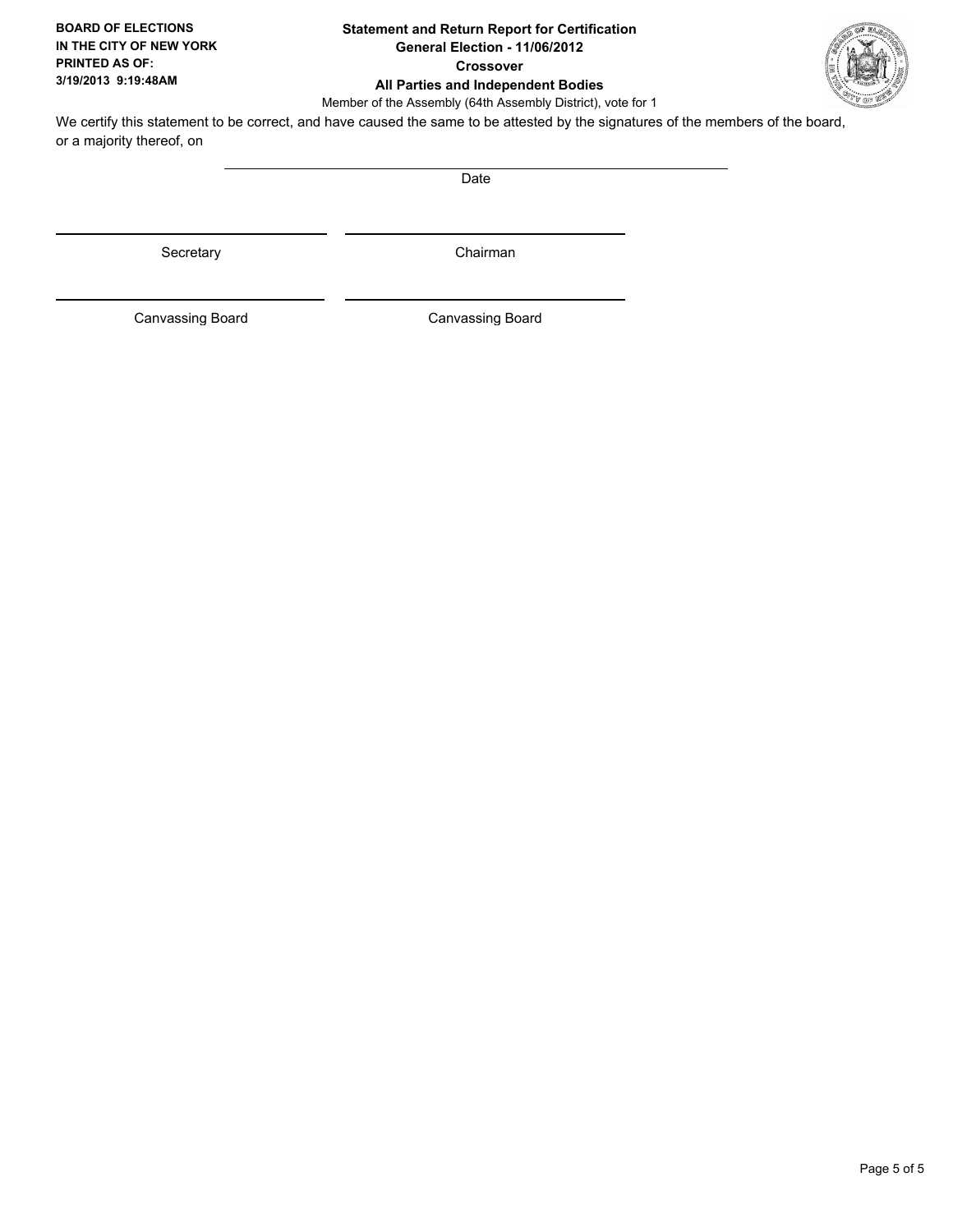**BOARD OF ELECTIONS**
**IN THE CITY OF NEW YORK**
**PRINTED AS OF:**
**3/19/2013 9:19:48AM**

**Statement and Return Report for Certification**
**General Election - 11/06/2012**
**Crossover**
**All Parties and Independent Bodies**
Member of the Assembly (64th Assembly District), vote for 1

We certify this statement to be correct, and have caused the same to be attested by the signatures of the members of the board, or a majority thereof, on

_______________________________________________
Date

_______________________ _______________________
Secretary Chairman

_______________________ _______________________
Canvassing Board Canvassing Board